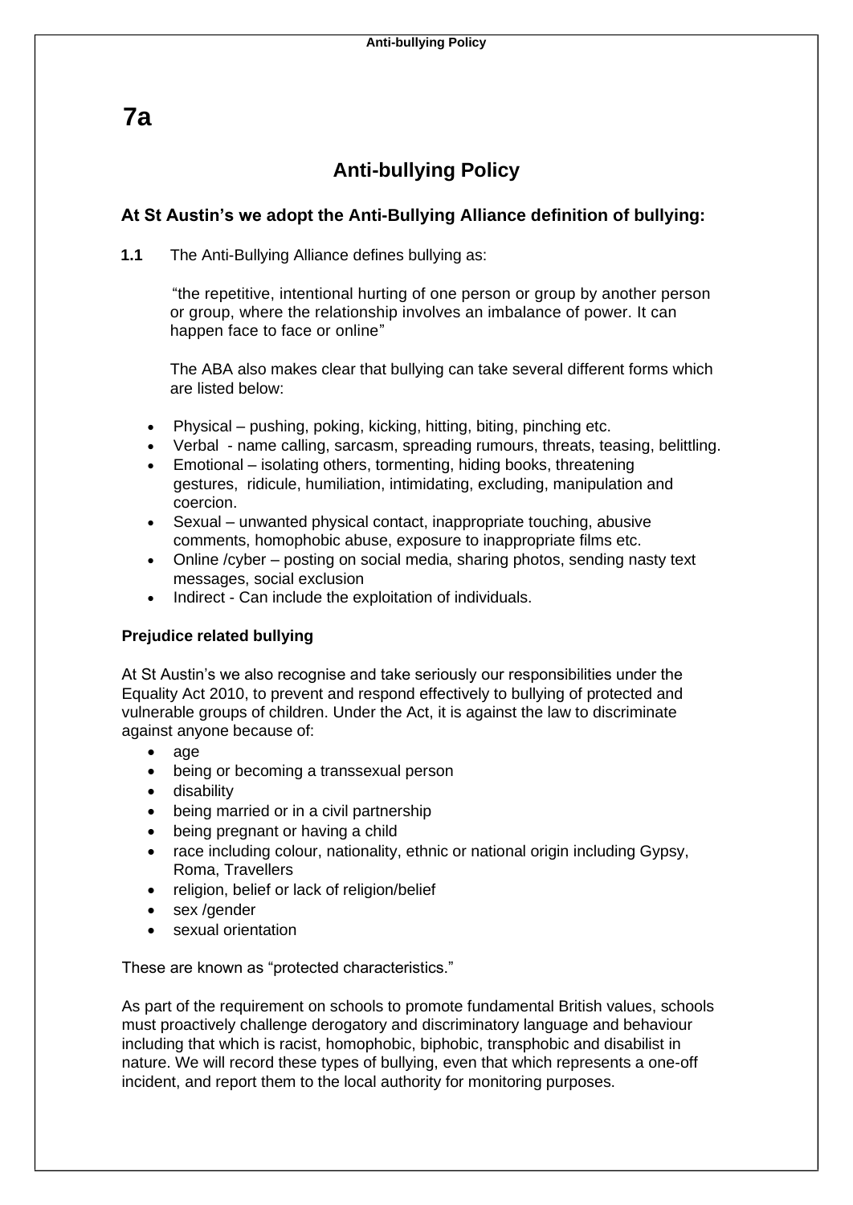# 7a

## Anti-bullying Policy

### At St Austin's we adopt the Anti-Bullying Alliance definition of bullying:

**1.1** The Anti-Bullying Alliance defines bullying as:

"the repetitive, intentional hurting of one person or group by another person or group, where the relationship involves an imbalance of power. It can happen face to face or online"

The ABA also makes clear that bullying can take several different forms which are listed below:

- Physical – pushing, poking, kicking, hitting, biting, pinching etc.
- Verbal - name calling, sarcasm, spreading rumours, threats, teasing, belittling.
- Emotional – isolating others, tormenting, hiding books, threatening gestures, ridicule, humiliation, intimidating, excluding, manipulation and coercion.
- Sexual – unwanted physical contact, inappropriate touching, abusive comments, homophobic abuse, exposure to inappropriate films etc.
- Online /cyber – posting on social media, sharing photos, sending nasty text messages, social exclusion
- Indirect - Can include the exploitation of individuals.

**Prejudice related bullying**

At St Austin's we also recognise and take seriously our responsibilities under the Equality Act 2010, to prevent and respond effectively to bullying of protected and vulnerable groups of children. Under the Act, it is against the law to discriminate against anyone because of:

- age
- being or becoming a transsexual person
- disability
- being married or in a civil partnership
- being pregnant or having a child
- race including colour, nationality, ethnic or national origin including Gypsy, Roma, Travellers
- religion, belief or lack of religion/belief
- sex /gender
- sexual orientation

These are known as "protected characteristics."

As part of the requirement on schools to promote fundamental British values, schools must proactively challenge derogatory and discriminatory language and behaviour including that which is racist, homophobic, biphobic, transphobic and disabilist in nature. We will record these types of bullying, even that which represents a one-off incident, and report them to the local authority for monitoring purposes.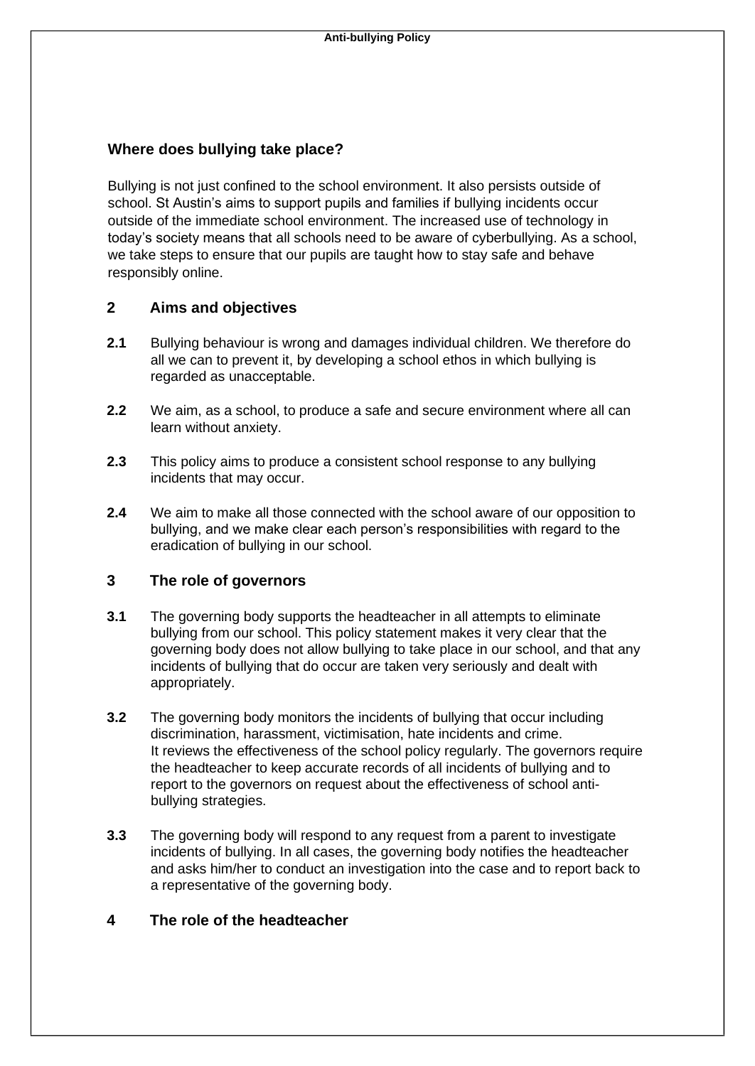### Where does bullying take place?

Bullying is not just confined to the school environment. It also persists outside of school. St Austin's aims to support pupils and families if bullying incidents occur outside of the immediate school environment. The increased use of technology in today's society means that all schools need to be aware of cyberbullying. As a school, we take steps to ensure that our pupils are taught how to stay safe and behave responsibly online.

## 2 Aims and objectives

**2.1** Bullying behaviour is wrong and damages individual children. We therefore do all we can to prevent it, by developing a school ethos in which bullying is regarded as unacceptable.

**2.2** We aim, as a school, to produce a safe and secure environment where all can learn without anxiety.

**2.3** This policy aims to produce a consistent school response to any bullying incidents that may occur.

**2.4** We aim to make all those connected with the school aware of our opposition to bullying, and we make clear each person's responsibilities with regard to the eradication of bullying in our school.

## 3 The role of governors

**3.1** The governing body supports the headteacher in all attempts to eliminate bullying from our school. This policy statement makes it very clear that the governing body does not allow bullying to take place in our school, and that any incidents of bullying that do occur are taken very seriously and dealt with appropriately.

**3.2** The governing body monitors the incidents of bullying that occur including discrimination, harassment, victimisation, hate incidents and crime. It reviews the effectiveness of the school policy regularly. The governors require the headteacher to keep accurate records of all incidents of bullying and to report to the governors on request about the effectiveness of school anti-bullying strategies.

**3.3** The governing body will respond to any request from a parent to investigate incidents of bullying. In all cases, the governing body notifies the headteacher and asks him/her to conduct an investigation into the case and to report back to a representative of the governing body.

## 4 The role of the headteacher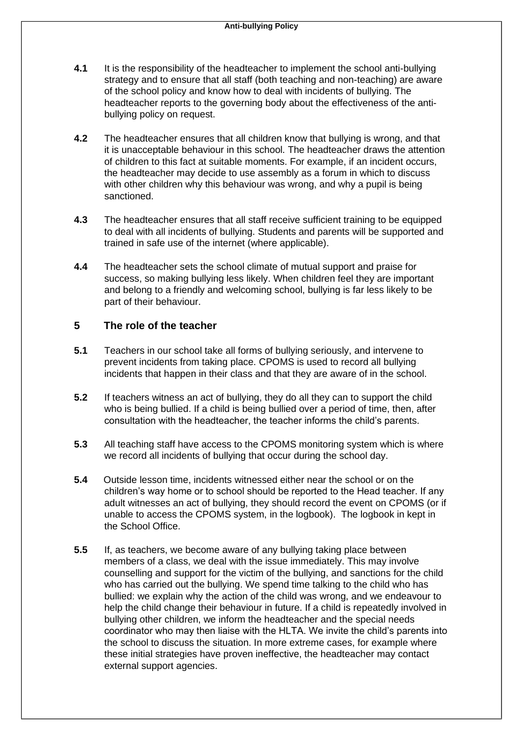**4.1** It is the responsibility of the headteacher to implement the school anti-bullying strategy and to ensure that all staff (both teaching and non-teaching) are aware of the school policy and know how to deal with incidents of bullying. The headteacher reports to the governing body about the effectiveness of the anti-bullying policy on request.

**4.2** The headteacher ensures that all children know that bullying is wrong, and that it is unacceptable behaviour in this school. The headteacher draws the attention of children to this fact at suitable moments. For example, if an incident occurs, the headteacher may decide to use assembly as a forum in which to discuss with other children why this behaviour was wrong, and why a pupil is being sanctioned.

**4.3** The headteacher ensures that all staff receive sufficient training to be equipped to deal with all incidents of bullying. Students and parents will be supported and trained in safe use of the internet (where applicable).

**4.4** The headteacher sets the school climate of mutual support and praise for success, so making bullying less likely. When children feel they are important and belong to a friendly and welcoming school, bullying is far less likely to be part of their behaviour.

## 5 The role of the teacher

**5.1** Teachers in our school take all forms of bullying seriously, and intervene to prevent incidents from taking place. CPOMS is used to record all bullying incidents that happen in their class and that they are aware of in the school.

**5.2** If teachers witness an act of bullying, they do all they can to support the child who is being bullied. If a child is being bullied over a period of time, then, after consultation with the headteacher, the teacher informs the child's parents.

**5.3** All teaching staff have access to the CPOMS monitoring system which is where we record all incidents of bullying that occur during the school day.

**5.4** Outside lesson time, incidents witnessed either near the school or on the children's way home or to school should be reported to the Head teacher. If any adult witnesses an act of bullying, they should record the event on CPOMS (or if unable to access the CPOMS system, in the logbook). The logbook in kept in the School Office.

**5.5** If, as teachers, we become aware of any bullying taking place between members of a class, we deal with the issue immediately. This may involve counselling and support for the victim of the bullying, and sanctions for the child who has carried out the bullying. We spend time talking to the child who has bullied: we explain why the action of the child was wrong, and we endeavour to help the child change their behaviour in future. If a child is repeatedly involved in bullying other children, we inform the headteacher and the special needs coordinator who may then liaise with the HLTA. We invite the child's parents into the school to discuss the situation. In more extreme cases, for example where these initial strategies have proven ineffective, the headteacher may contact external support agencies.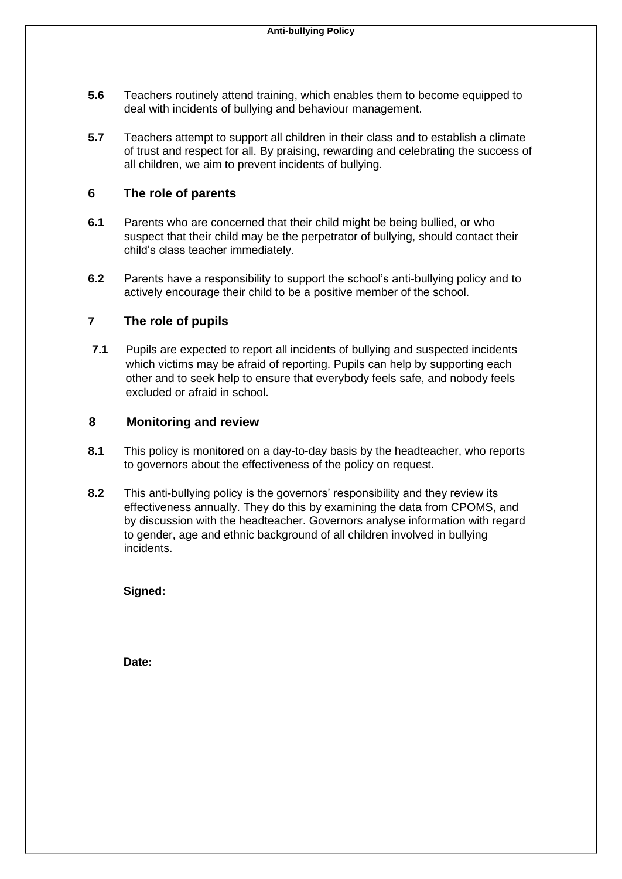**5.6** Teachers routinely attend training, which enables them to become equipped to deal with incidents of bullying and behaviour management.

**5.7** Teachers attempt to support all children in their class and to establish a climate of trust and respect for all. By praising, rewarding and celebrating the success of all children, we aim to prevent incidents of bullying.

## 6 The role of parents

**6.1** Parents who are concerned that their child might be being bullied, or who suspect that their child may be the perpetrator of bullying, should contact their child's class teacher immediately.

**6.2** Parents have a responsibility to support the school's anti-bullying policy and to actively encourage their child to be a positive member of the school.

## 7 The role of pupils

**7.1** Pupils are expected to report all incidents of bullying and suspected incidents which victims may be afraid of reporting. Pupils can help by supporting each other and to seek help to ensure that everybody feels safe, and nobody feels excluded or afraid in school.

## 8 Monitoring and review

**8.1** This policy is monitored on a day-to-day basis by the headteacher, who reports to governors about the effectiveness of the policy on request.

**8.2** This anti-bullying policy is the governors' responsibility and they review its effectiveness annually. They do this by examining the data from CPOMS, and by discussion with the headteacher. Governors analyse information with regard to gender, age and ethnic background of all children involved in bullying incidents.

**Signed:**

**Date:**